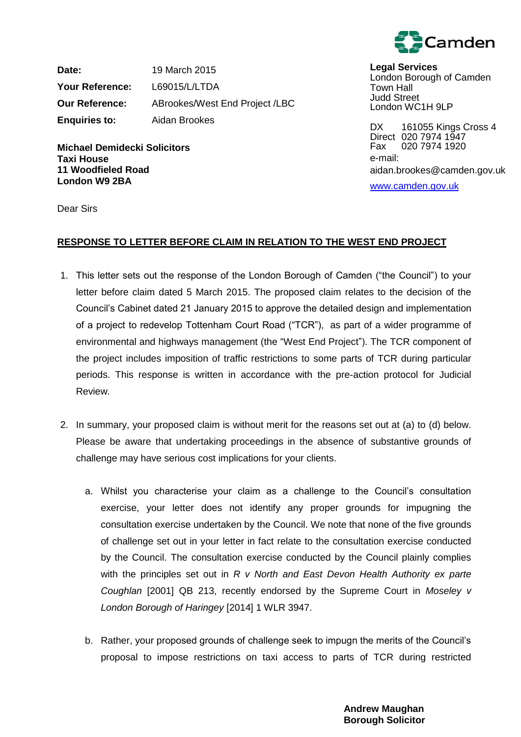Camden

**Legal Services**
London Borough of Camden
Town Hall
Judd Street
London WC1H 9LP

DX 161055 Kings Cross 4
Direct 020 7974 1947
Fax 020 7974 1920
e-mail:
aidan.brookes@camden.gov.uk
www.camden.gov.uk

| | |
|---|---|
| **Date:** | 19 March 2015 |
| **Your Reference:** | L69015/L/LTDA |
| **Our Reference:** | ABrookes/West End Project /LBC |
| **Enquiries to:** | Aidan Brookes |

**Michael Demidecki Solicitors**
**Taxi House**
**11 Woodfieled Road**
**London W9 2BA**

Dear Sirs

**RESPONSE TO LETTER BEFORE CLAIM IN RELATION TO THE WEST END PROJECT**

1. This letter sets out the response of the London Borough of Camden ("the Council") to your letter before claim dated 5 March 2015. The proposed claim relates to the decision of the Council's Cabinet dated 21 January 2015 to approve the detailed design and implementation of a project to redevelop Tottenham Court Road ("TCR"), as part of a wider programme of environmental and highways management (the "West End Project"). The TCR component of the project includes imposition of traffic restrictions to some parts of TCR during particular periods. This response is written in accordance with the pre-action protocol for Judicial Review.

2. In summary, your proposed claim is without merit for the reasons set out at (a) to (d) below. Please be aware that undertaking proceedings in the absence of substantive grounds of challenge may have serious cost implications for your clients.

   a. Whilst you characterise your claim as a challenge to the Council's consultation exercise, your letter does not identify any proper grounds for impugning the consultation exercise undertaken by the Council. We note that none of the five grounds of challenge set out in your letter in fact relate to the consultation exercise conducted by the Council. The consultation exercise conducted by the Council plainly complies with the principles set out in *R v North and East Devon Health Authority ex parte Coughlan* [2001] QB 213, recently endorsed by the Supreme Court in *Moseley v London Borough of Haringey* [2014] 1 WLR 3947.

   b. Rather, your proposed grounds of challenge seek to impugn the merits of the Council's proposal to impose restrictions on taxi access to parts of TCR during restricted

**Andrew Maughan**
**Borough Solicitor**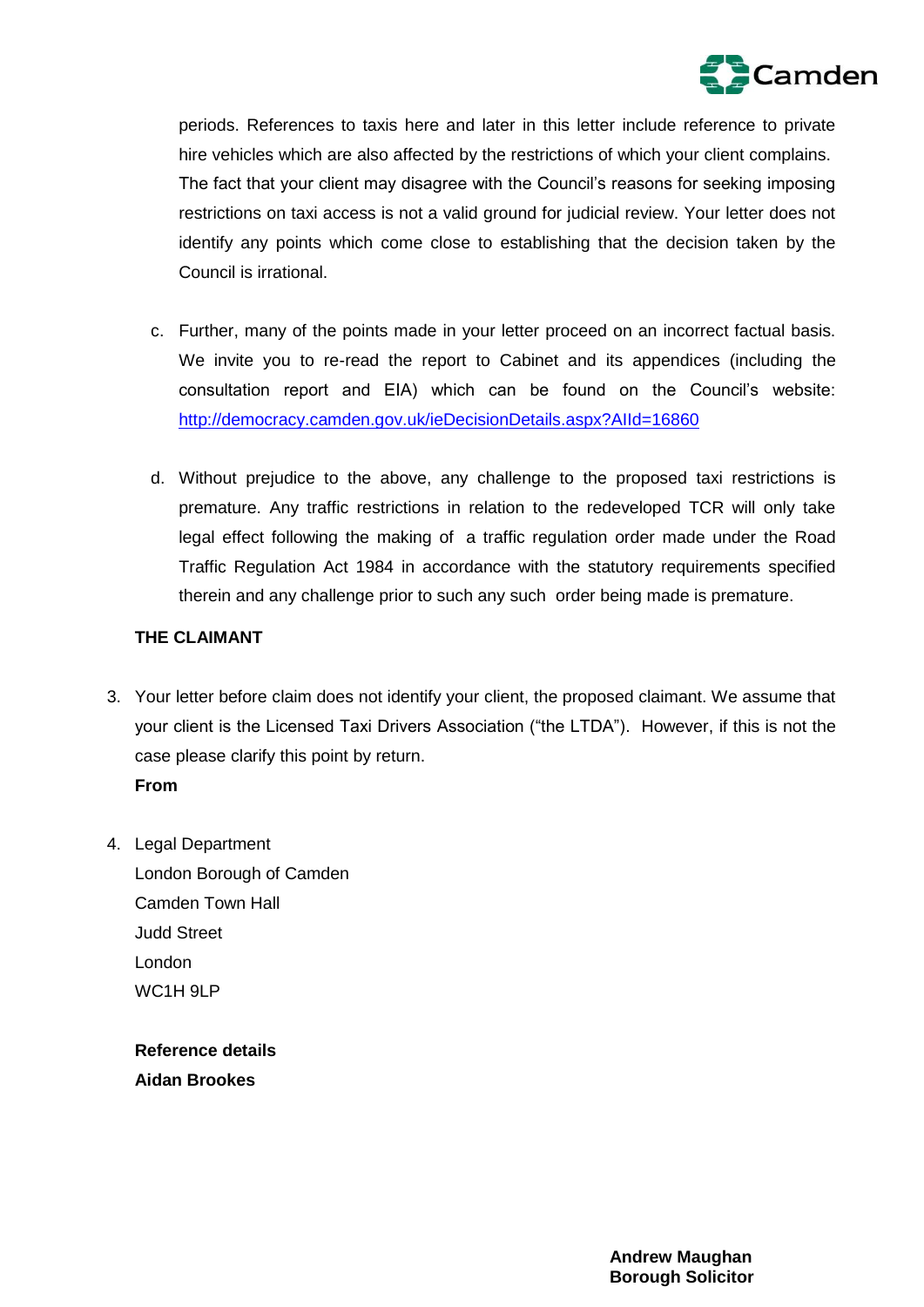periods. References to taxis here and later in this letter include reference to private hire vehicles which are also affected by the restrictions of which your client complains. The fact that your client may disagree with the Council's reasons for seeking imposing restrictions on taxi access is not a valid ground for judicial review. Your letter does not identify any points which come close to establishing that the decision taken by the Council is irrational.

c. Further, many of the points made in your letter proceed on an incorrect factual basis. We invite you to re-read the report to Cabinet and its appendices (including the consultation report and EIA) which can be found on the Council's website: [http://democracy.camden.gov.uk/ieDecisionDetails.aspx?AIId=16860](http://democracy.camden.gov.uk/ieDecisionDetails.aspx?AIId=16860)

d. Without prejudice to the above, any challenge to the proposed taxi restrictions is premature. Any traffic restrictions in relation to the redeveloped TCR will only take legal effect following the making of a traffic regulation order made under the Road Traffic Regulation Act 1984 in accordance with the statutory requirements specified therein and any challenge prior to such any such order being made is premature.

**THE CLAIMANT**

3. Your letter before claim does not identify your client, the proposed claimant. We assume that your client is the Licensed Taxi Drivers Association ("the LTDA"). However, if this is not the case please clarify this point by return.

**From**

4. Legal Department
   London Borough of Camden
   Camden Town Hall
   Judd Street
   London
   WC1H 9LP

**Reference details**

**Aidan Brookes**

**Andrew Maughan**
**Borough Solicitor**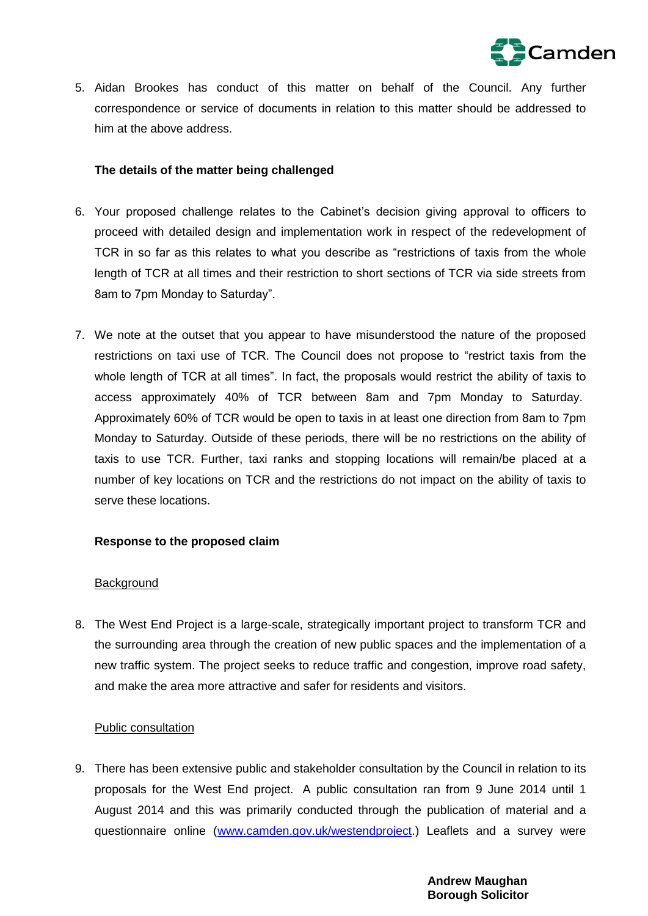5. Aidan Brookes has conduct of this matter on behalf of the Council. Any further correspondence or service of documents in relation to this matter should be addressed to him at the above address.

**The details of the matter being challenged**

6. Your proposed challenge relates to the Cabinet's decision giving approval to officers to proceed with detailed design and implementation work in respect of the redevelopment of TCR in so far as this relates to what you describe as "restrictions of taxis from the whole length of TCR at all times and their restriction to short sections of TCR via side streets from 8am to 7pm Monday to Saturday".

7. We note at the outset that you appear to have misunderstood the nature of the proposed restrictions on taxi use of TCR. The Council does not propose to "restrict taxis from the whole length of TCR at all times". In fact, the proposals would restrict the ability of taxis to access approximately 40% of TCR between 8am and 7pm Monday to Saturday. Approximately 60% of TCR would be open to taxis in at least one direction from 8am to 7pm Monday to Saturday. Outside of these periods, there will be no restrictions on the ability of taxis to use TCR. Further, taxi ranks and stopping locations will remain/be placed at a number of key locations on TCR and the restrictions do not impact on the ability of taxis to serve these locations.

**Response to the proposed claim**

Background

8. The West End Project is a large-scale, strategically important project to transform TCR and the surrounding area through the creation of new public spaces and the implementation of a new traffic system. The project seeks to reduce traffic and congestion, improve road safety, and make the area more attractive and safer for residents and visitors.

Public consultation

9. There has been extensive public and stakeholder consultation by the Council in relation to its proposals for the West End project. A public consultation ran from 9 June 2014 until 1 August 2014 and this was primarily conducted through the publication of material and a questionnaire online (www.camden.gov.uk/westendproject.) Leaflets and a survey were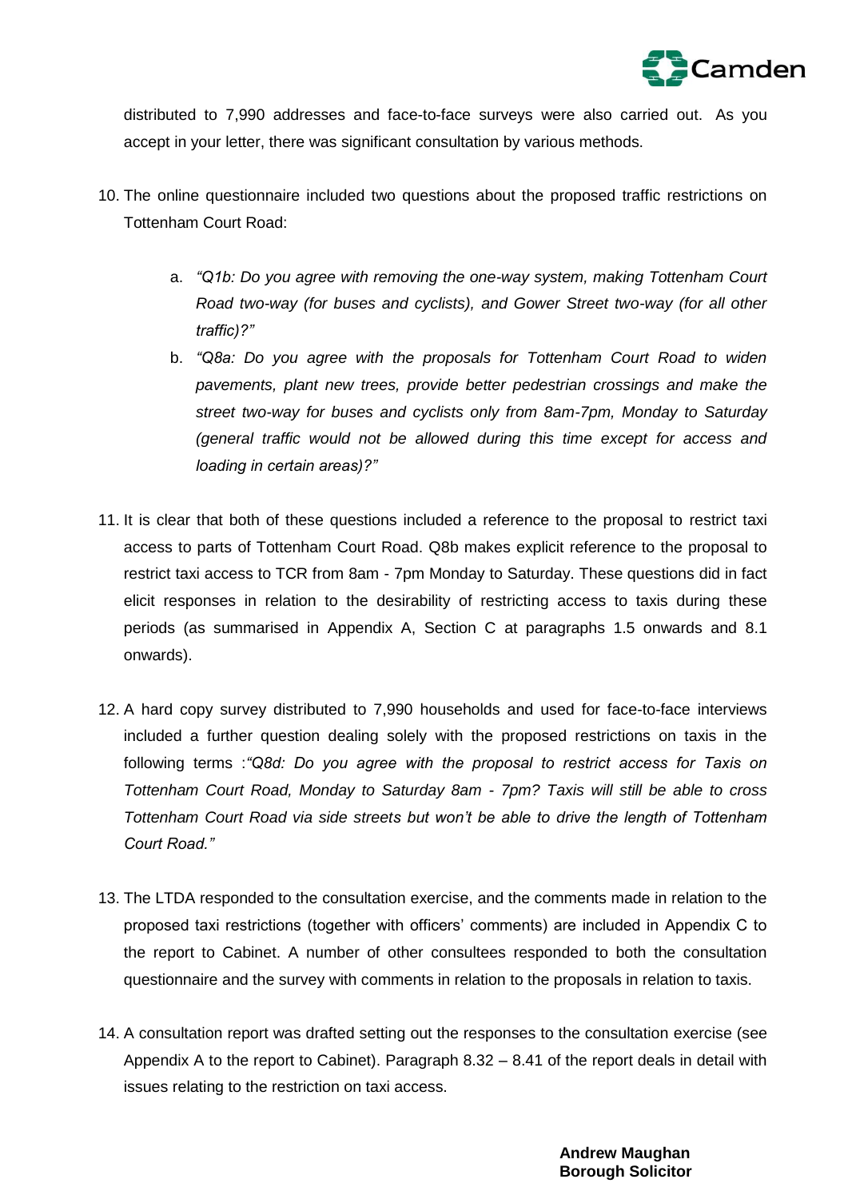distributed to 7,990 addresses and face-to-face surveys were also carried out. As you accept in your letter, there was significant consultation by various methods.

10. The online questionnaire included two questions about the proposed traffic restrictions on Tottenham Court Road:

    a. *"Q1b: Do you agree with removing the one-way system, making Tottenham Court Road two-way (for buses and cyclists), and Gower Street two-way (for all other traffic)?"*

    b. *"Q8a: Do you agree with the proposals for Tottenham Court Road to widen pavements, plant new trees, provide better pedestrian crossings and make the street two-way for buses and cyclists only from 8am-7pm, Monday to Saturday (general traffic would not be allowed during this time except for access and loading in certain areas)?"*

11. It is clear that both of these questions included a reference to the proposal to restrict taxi access to parts of Tottenham Court Road. Q8b makes explicit reference to the proposal to restrict taxi access to TCR from 8am - 7pm Monday to Saturday. These questions did in fact elicit responses in relation to the desirability of restricting access to taxis during these periods (as summarised in Appendix A, Section C at paragraphs 1.5 onwards and 8.1 onwards).

12. A hard copy survey distributed to 7,990 households and used for face-to-face interviews included a further question dealing solely with the proposed restrictions on taxis in the following terms :*"Q8d: Do you agree with the proposal to restrict access for Taxis on Tottenham Court Road, Monday to Saturday 8am - 7pm? Taxis will still be able to cross Tottenham Court Road via side streets but won't be able to drive the length of Tottenham Court Road."*

13. The LTDA responded to the consultation exercise, and the comments made in relation to the proposed taxi restrictions (together with officers' comments) are included in Appendix C to the report to Cabinet. A number of other consultees responded to both the consultation questionnaire and the survey with comments in relation to the proposals in relation to taxis.

14. A consultation report was drafted setting out the responses to the consultation exercise (see Appendix A to the report to Cabinet). Paragraph 8.32 – 8.41 of the report deals in detail with issues relating to the restriction on taxi access.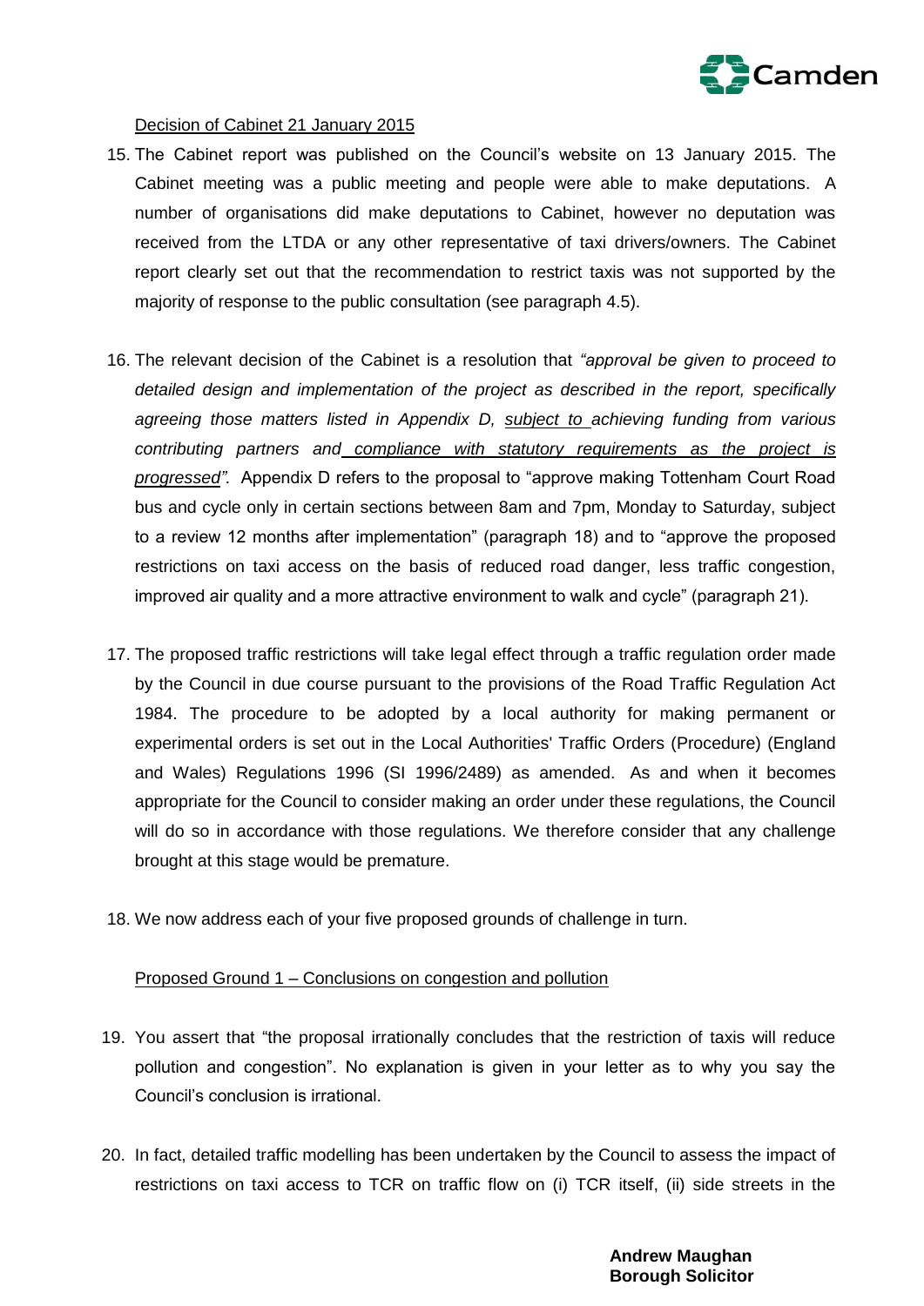Decision of Cabinet 21 January 2015

15. The Cabinet report was published on the Council's website on 13 January 2015. The Cabinet meeting was a public meeting and people were able to make deputations. A number of organisations did make deputations to Cabinet, however no deputation was received from the LTDA or any other representative of taxi drivers/owners. The Cabinet report clearly set out that the recommendation to restrict taxis was not supported by the majority of response to the public consultation (see paragraph 4.5).

16. The relevant decision of the Cabinet is a resolution that *"approval be given to proceed to detailed design and implementation of the project as described in the report, specifically agreeing those matters listed in Appendix D, subject to achieving funding from various contributing partners and compliance with statutory requirements as the project is progressed".* Appendix D refers to the proposal to "approve making Tottenham Court Road bus and cycle only in certain sections between 8am and 7pm, Monday to Saturday, subject to a review 12 months after implementation" (paragraph 18) and to "approve the proposed restrictions on taxi access on the basis of reduced road danger, less traffic congestion, improved air quality and a more attractive environment to walk and cycle" (paragraph 21).

17. The proposed traffic restrictions will take legal effect through a traffic regulation order made by the Council in due course pursuant to the provisions of the Road Traffic Regulation Act 1984. The procedure to be adopted by a local authority for making permanent or experimental orders is set out in the Local Authorities' Traffic Orders (Procedure) (England and Wales) Regulations 1996 (SI 1996/2489) as amended. As and when it becomes appropriate for the Council to consider making an order under these regulations, the Council will do so in accordance with those regulations. We therefore consider that any challenge brought at this stage would be premature.

18. We now address each of your five proposed grounds of challenge in turn.

Proposed Ground 1 – Conclusions on congestion and pollution

19. You assert that "the proposal irrationally concludes that the restriction of taxis will reduce pollution and congestion". No explanation is given in your letter as to why you say the Council's conclusion is irrational.

20. In fact, detailed traffic modelling has been undertaken by the Council to assess the impact of restrictions on taxi access to TCR on traffic flow on (i) TCR itself, (ii) side streets in the

**Andrew Maughan**
**Borough Solicitor**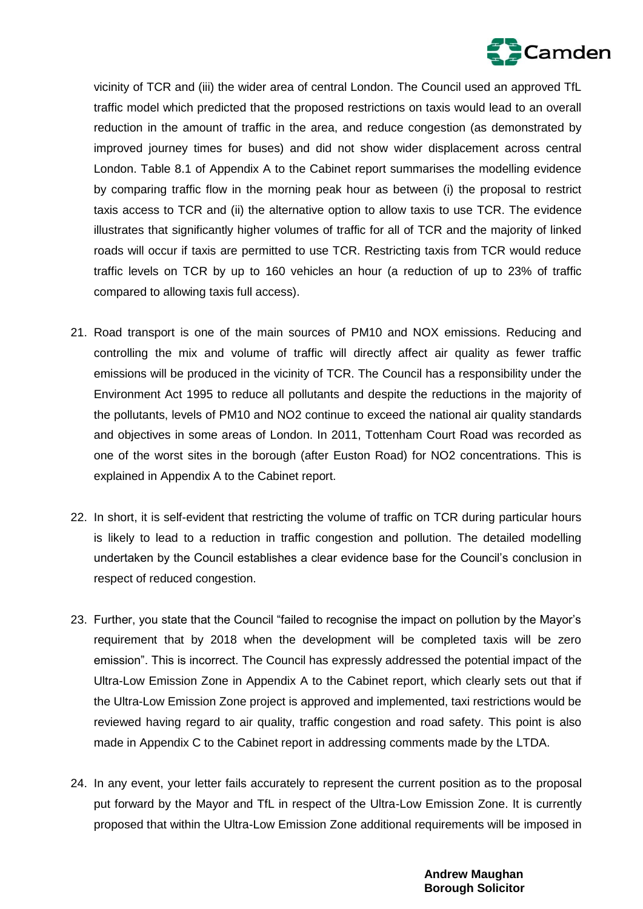vicinity of TCR and (iii) the wider area of central London. The Council used an approved TfL traffic model which predicted that the proposed restrictions on taxis would lead to an overall reduction in the amount of traffic in the area, and reduce congestion (as demonstrated by improved journey times for buses) and did not show wider displacement across central London. Table 8.1 of Appendix A to the Cabinet report summarises the modelling evidence by comparing traffic flow in the morning peak hour as between (i) the proposal to restrict taxis access to TCR and (ii) the alternative option to allow taxis to use TCR. The evidence illustrates that significantly higher volumes of traffic for all of TCR and the majority of linked roads will occur if taxis are permitted to use TCR. Restricting taxis from TCR would reduce traffic levels on TCR by up to 160 vehicles an hour (a reduction of up to 23% of traffic compared to allowing taxis full access).

21. Road transport is one of the main sources of PM10 and NOX emissions. Reducing and controlling the mix and volume of traffic will directly affect air quality as fewer traffic emissions will be produced in the vicinity of TCR. The Council has a responsibility under the Environment Act 1995 to reduce all pollutants and despite the reductions in the majority of the pollutants, levels of PM10 and NO2 continue to exceed the national air quality standards and objectives in some areas of London. In 2011, Tottenham Court Road was recorded as one of the worst sites in the borough (after Euston Road) for NO2 concentrations. This is explained in Appendix A to the Cabinet report.

22. In short, it is self-evident that restricting the volume of traffic on TCR during particular hours is likely to lead to a reduction in traffic congestion and pollution. The detailed modelling undertaken by the Council establishes a clear evidence base for the Council's conclusion in respect of reduced congestion.

23. Further, you state that the Council "failed to recognise the impact on pollution by the Mayor's requirement that by 2018 when the development will be completed taxis will be zero emission". This is incorrect. The Council has expressly addressed the potential impact of the Ultra-Low Emission Zone in Appendix A to the Cabinet report, which clearly sets out that if the Ultra-Low Emission Zone project is approved and implemented, taxi restrictions would be reviewed having regard to air quality, traffic congestion and road safety. This point is also made in Appendix C to the Cabinet report in addressing comments made by the LTDA.

24. In any event, your letter fails accurately to represent the current position as to the proposal put forward by the Mayor and TfL in respect of the Ultra-Low Emission Zone. It is currently proposed that within the Ultra-Low Emission Zone additional requirements will be imposed in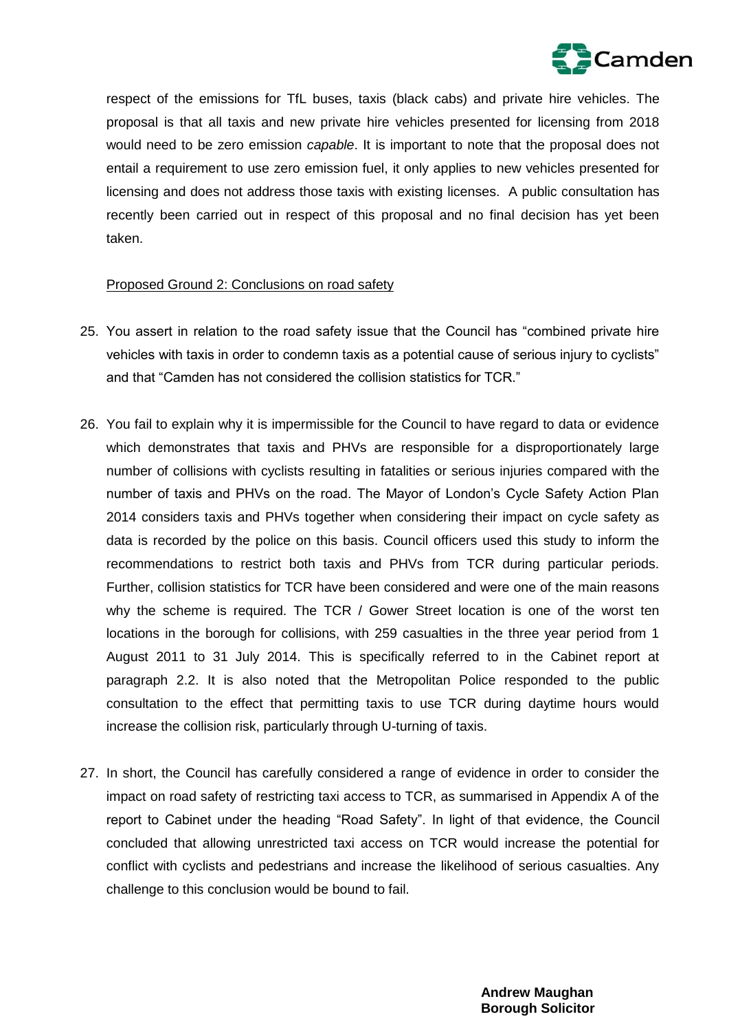respect of the emissions for TfL buses, taxis (black cabs) and private hire vehicles. The proposal is that all taxis and new private hire vehicles presented for licensing from 2018 would need to be zero emission *capable*. It is important to note that the proposal does not entail a requirement to use zero emission fuel, it only applies to new vehicles presented for licensing and does not address those taxis with existing licenses. A public consultation has recently been carried out in respect of this proposal and no final decision has yet been taken.

<u>Proposed Ground 2: Conclusions on road safety</u>

25. You assert in relation to the road safety issue that the Council has "combined private hire vehicles with taxis in order to condemn taxis as a potential cause of serious injury to cyclists" and that "Camden has not considered the collision statistics for TCR."

26. You fail to explain why it is impermissible for the Council to have regard to data or evidence which demonstrates that taxis and PHVs are responsible for a disproportionately large number of collisions with cyclists resulting in fatalities or serious injuries compared with the number of taxis and PHVs on the road. The Mayor of London's Cycle Safety Action Plan 2014 considers taxis and PHVs together when considering their impact on cycle safety as data is recorded by the police on this basis. Council officers used this study to inform the recommendations to restrict both taxis and PHVs from TCR during particular periods. Further, collision statistics for TCR have been considered and were one of the main reasons why the scheme is required. The TCR / Gower Street location is one of the worst ten locations in the borough for collisions, with 259 casualties in the three year period from 1 August 2011 to 31 July 2014. This is specifically referred to in the Cabinet report at paragraph 2.2. It is also noted that the Metropolitan Police responded to the public consultation to the effect that permitting taxis to use TCR during daytime hours would increase the collision risk, particularly through U-turning of taxis.

27. In short, the Council has carefully considered a range of evidence in order to consider the impact on road safety of restricting taxi access to TCR, as summarised in Appendix A of the report to Cabinet under the heading "Road Safety". In light of that evidence, the Council concluded that allowing unrestricted taxi access on TCR would increase the potential for conflict with cyclists and pedestrians and increase the likelihood of serious casualties. Any challenge to this conclusion would be bound to fail.

**Andrew Maughan**
**Borough Solicitor**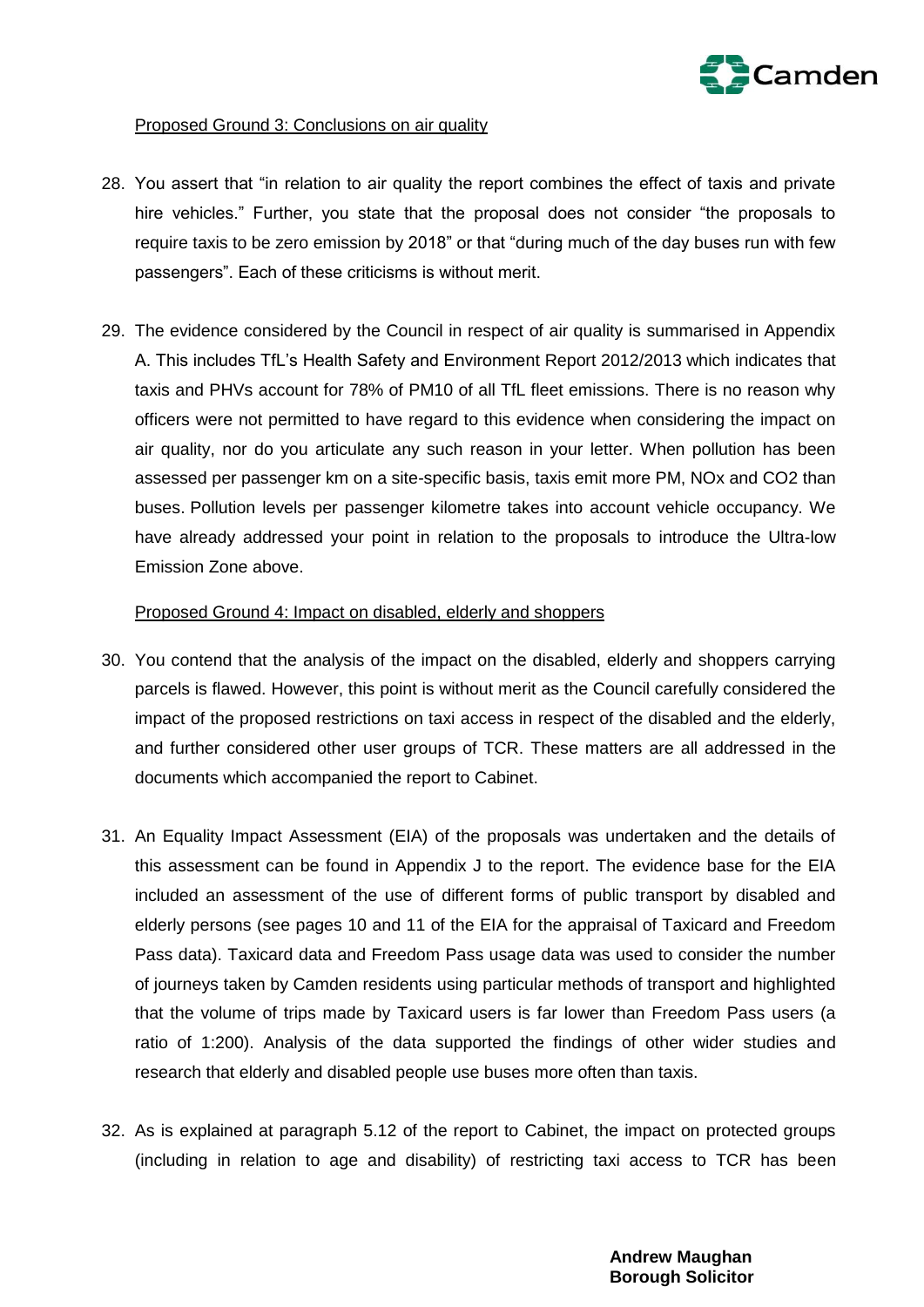Proposed Ground 3: Conclusions on air quality

28. You assert that "in relation to air quality the report combines the effect of taxis and private hire vehicles." Further, you state that the proposal does not consider "the proposals to require taxis to be zero emission by 2018" or that "during much of the day buses run with few passengers". Each of these criticisms is without merit.

29. The evidence considered by the Council in respect of air quality is summarised in Appendix A. This includes TfL's Health Safety and Environment Report 2012/2013 which indicates that taxis and PHVs account for 78% of PM10 of all TfL fleet emissions. There is no reason why officers were not permitted to have regard to this evidence when considering the impact on air quality, nor do you articulate any such reason in your letter. When pollution has been assessed per passenger km on a site-specific basis, taxis emit more PM, NOx and $CO_2$ than buses. Pollution levels per passenger kilometre takes into account vehicle occupancy. We have already addressed your point in relation to the proposals to introduce the Ultra-low Emission Zone above.

Proposed Ground 4: Impact on disabled, elderly and shoppers

30. You contend that the analysis of the impact on the disabled, elderly and shoppers carrying parcels is flawed. However, this point is without merit as the Council carefully considered the impact of the proposed restrictions on taxi access in respect of the disabled and the elderly, and further considered other user groups of TCR. These matters are all addressed in the documents which accompanied the report to Cabinet.

31. An Equality Impact Assessment (EIA) of the proposals was undertaken and the details of this assessment can be found in Appendix J to the report. The evidence base for the EIA included an assessment of the use of different forms of public transport by disabled and elderly persons (see pages 10 and 11 of the EIA for the appraisal of Taxicard and Freedom Pass data). Taxicard data and Freedom Pass usage data was used to consider the number of journeys taken by Camden residents using particular methods of transport and highlighted that the volume of trips made by Taxicard users is far lower than Freedom Pass users (a ratio of 1:200). Analysis of the data supported the findings of other wider studies and research that elderly and disabled people use buses more often than taxis.

32. As is explained at paragraph 5.12 of the report to Cabinet, the impact on protected groups (including in relation to age and disability) of restricting taxi access to TCR has been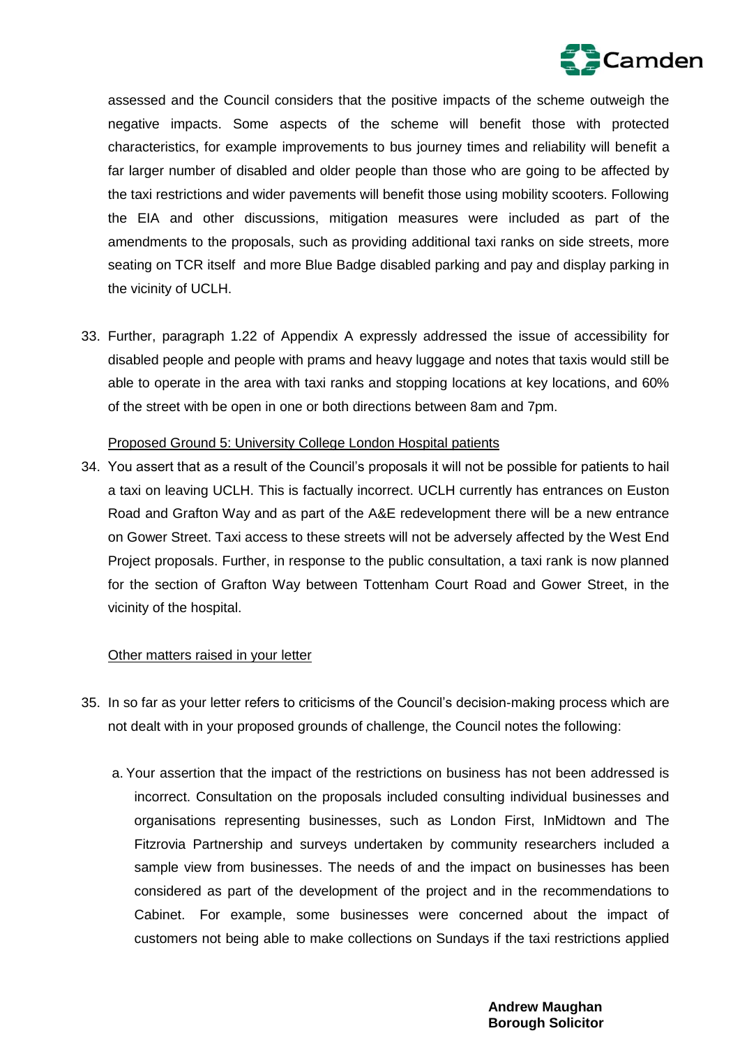assessed and the Council considers that the positive impacts of the scheme outweigh the negative impacts. Some aspects of the scheme will benefit those with protected characteristics, for example improvements to bus journey times and reliability will benefit a far larger number of disabled and older people than those who are going to be affected by the taxi restrictions and wider pavements will benefit those using mobility scooters. Following the EIA and other discussions, mitigation measures were included as part of the amendments to the proposals, such as providing additional taxi ranks on side streets, more seating on TCR itself and more Blue Badge disabled parking and pay and display parking in the vicinity of UCLH.

33. Further, paragraph 1.22 of Appendix A expressly addressed the issue of accessibility for disabled people and people with prams and heavy luggage and notes that taxis would still be able to operate in the area with taxi ranks and stopping locations at key locations, and 60% of the street with be open in one or both directions between 8am and 7pm.

<u>Proposed Ground 5: University College London Hospital patients</u>

34. You assert that as a result of the Council's proposals it will not be possible for patients to hail a taxi on leaving UCLH. This is factually incorrect. UCLH currently has entrances on Euston Road and Grafton Way and as part of the A&E redevelopment there will be a new entrance on Gower Street. Taxi access to these streets will not be adversely affected by the West End Project proposals. Further, in response to the public consultation, a taxi rank is now planned for the section of Grafton Way between Tottenham Court Road and Gower Street, in the vicinity of the hospital.

<u>Other matters raised in your letter</u>

35. In so far as your letter refers to criticisms of the Council's decision-making process which are not dealt with in your proposed grounds of challenge, the Council notes the following:

    a. Your assertion that the impact of the restrictions on business has not been addressed is incorrect. Consultation on the proposals included consulting individual businesses and organisations representing businesses, such as London First, InMidtown and The Fitzrovia Partnership and surveys undertaken by community researchers included a sample view from businesses. The needs of and the impact on businesses has been considered as part of the development of the project and in the recommendations to Cabinet. For example, some businesses were concerned about the impact of customers not being able to make collections on Sundays if the taxi restrictions applied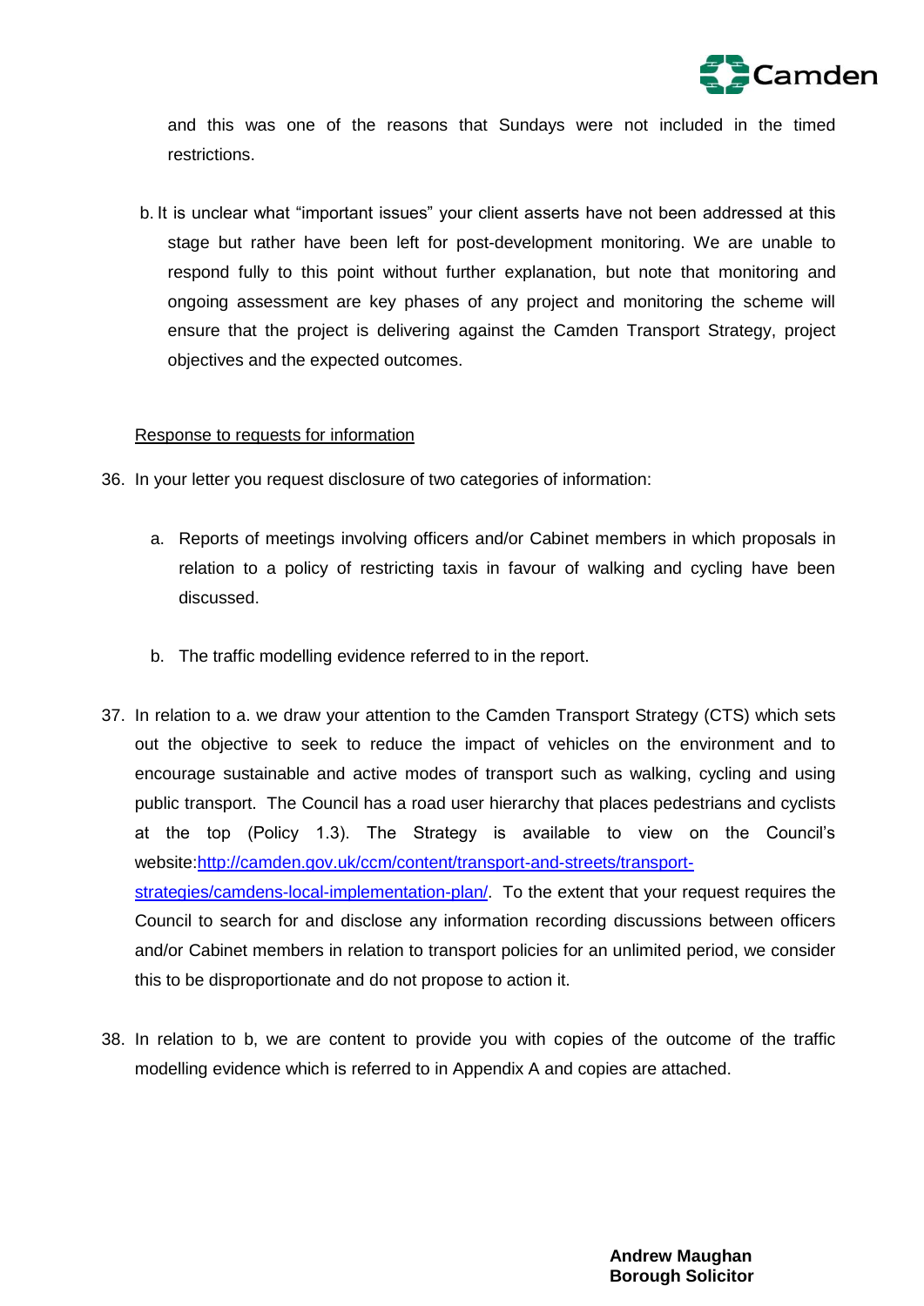and this was one of the reasons that Sundays were not included in the timed restrictions.

b. It is unclear what "important issues" your client asserts have not been addressed at this stage but rather have been left for post-development monitoring. We are unable to respond fully to this point without further explanation, but note that monitoring and ongoing assessment are key phases of any project and monitoring the scheme will ensure that the project is delivering against the Camden Transport Strategy, project objectives and the expected outcomes.

<u>Response to requests for information</u>

36. In your letter you request disclosure of two categories of information:

    a. Reports of meetings involving officers and/or Cabinet members in which proposals in relation to a policy of restricting taxis in favour of walking and cycling have been discussed.

    b. The traffic modelling evidence referred to in the report.

37. In relation to a. we draw your attention to the Camden Transport Strategy (CTS) which sets out the objective to seek to reduce the impact of vehicles on the environment and to encourage sustainable and active modes of transport such as walking, cycling and using public transport. The Council has a road user hierarchy that places pedestrians and cyclists at the top (Policy 1.3). The Strategy is available to view on the Council's website:[http://camden.gov.uk/ccm/content/transport-and-streets/transport-strategies/camdens-local-implementation-plan/](http://camden.gov.uk/ccm/content/transport-and-streets/transport-strategies/camdens-local-implementation-plan/). To the extent that your request requires the Council to search for and disclose any information recording discussions between officers and/or Cabinet members in relation to transport policies for an unlimited period, we consider this to be disproportionate and do not propose to action it.

38. In relation to b, we are content to provide you with copies of the outcome of the traffic modelling evidence which is referred to in Appendix A and copies are attached.

**Andrew Maughan**
**Borough Solicitor**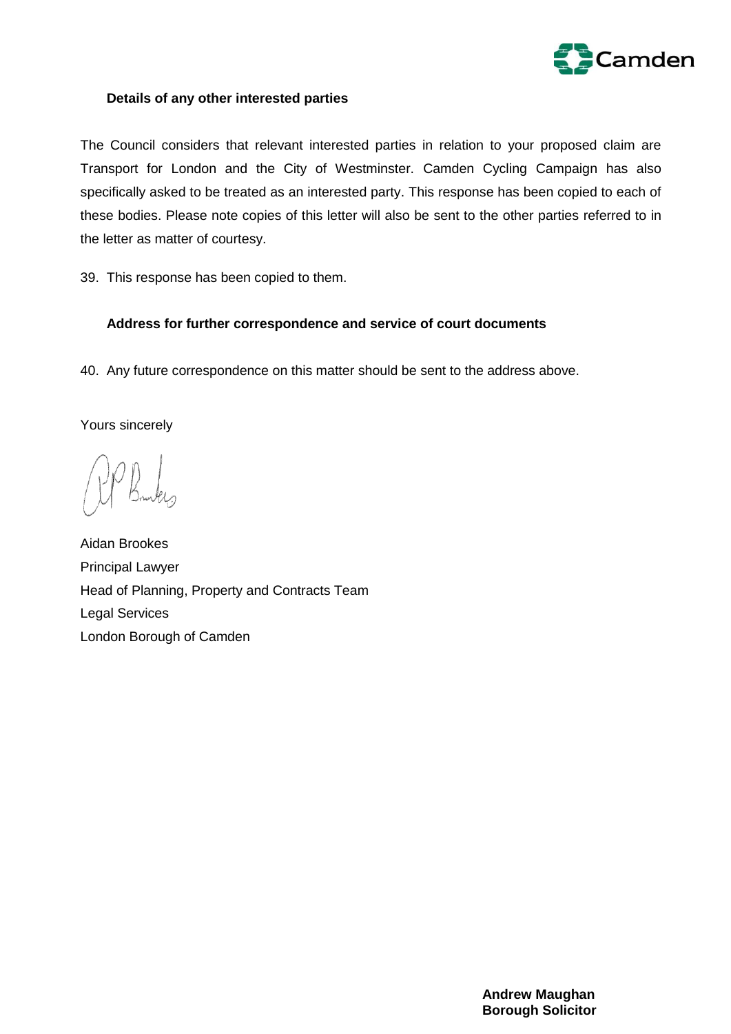**Details of any other interested parties**

The Council considers that relevant interested parties in relation to your proposed claim are Transport for London and the City of Westminster. Camden Cycling Campaign has also specifically asked to be treated as an interested party. This response has been copied to each of these bodies. Please note copies of this letter will also be sent to the other parties referred to in the letter as matter of courtesy.

39. This response has been copied to them.

**Address for further correspondence and service of court documents**

40. Any future correspondence on this matter should be sent to the address above.

Yours sincerely

Aidan Brookes
Principal Lawyer
Head of Planning, Property and Contracts Team
Legal Services
London Borough of Camden

**Andrew Maughan**
**Borough Solicitor**